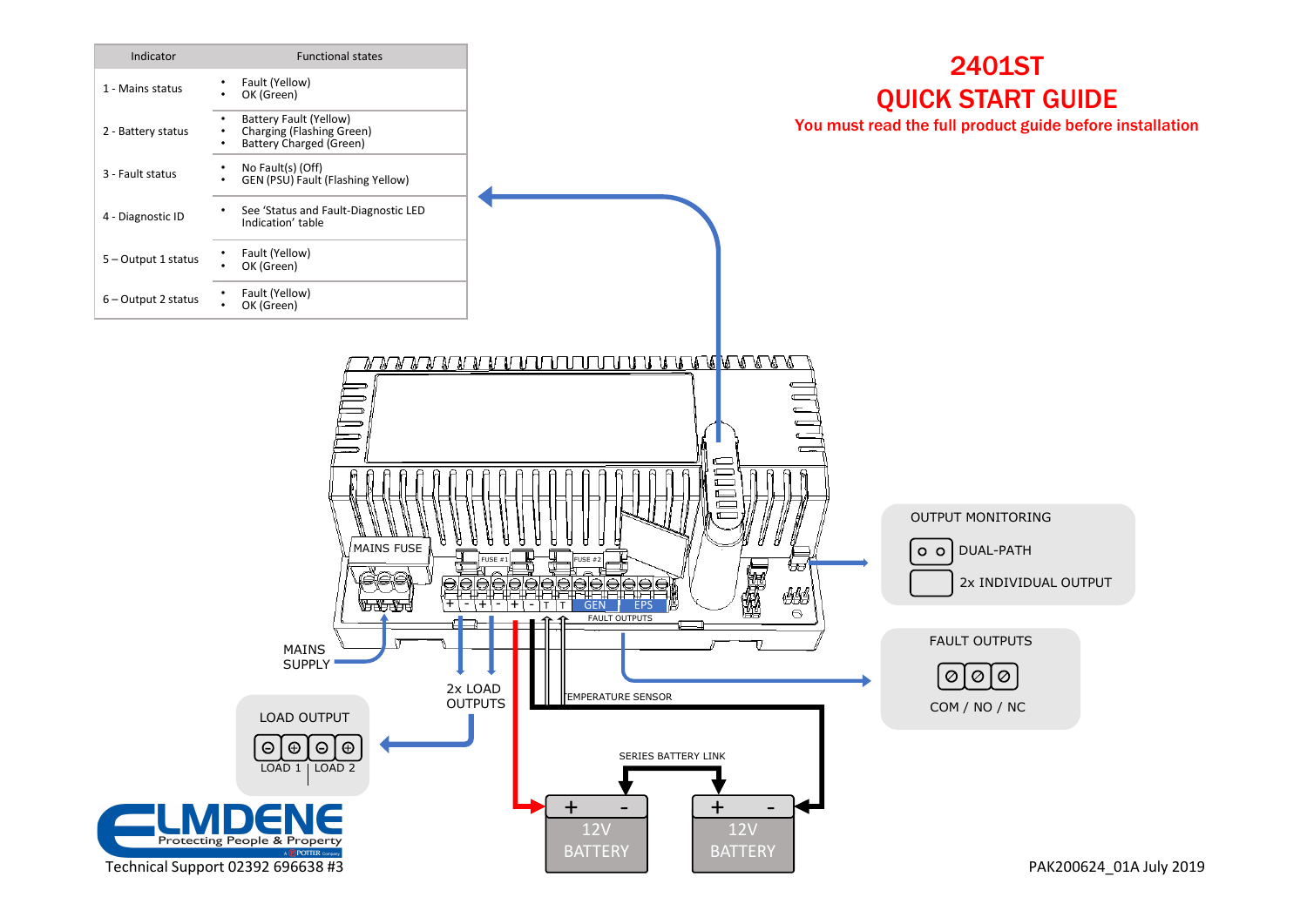# 2401ST
# QUICK START GUIDE

**You must read the full product guide before installation**

| Indicator | Functional states |
| --- | --- |
| 1 - Mains status | • Fault (Yellow)<br>• OK (Green) |
| 2 - Battery status | • Battery Fault (Yellow)<br>• Charging (Flashing Green)<br>• Battery Charged (Green) |
| 3 - Fault status | • No Fault(s) (Off)<br>• GEN (PSU) Fault (Flashing Yellow) |
| 4 - Diagnostic ID | • See 'Status and Fault-Diagnostic LED Indication' table |
| 5 – Output 1 status | • Fault (Yellow)<br>• OK (Green) |
| 6 – Output 2 status | • Fault (Yellow)<br>• OK (Green) |

MAINS FUSE

FUSE #1

FUSE #2

\+ - + - + - T T GEN EPS

FAULT OUTPUTS

MAINS SUPPLY

2x LOAD OUTPUTS

TEMPERATURE SENSOR

SERIES BATTERY LINK

OUTPUT MONITORING

- DUAL-PATH
- 2x INDIVIDUAL OUTPUT

FAULT OUTPUTS

COM / NO / NC

LOAD OUTPUT

LOAD 1 | LOAD 2

\+ - 12V BATTERY

\+ - 12V BATTERY

ELMDENE Protecting People & Property

Technical Support 02392 696638 #3

PAK200624_01A July 2019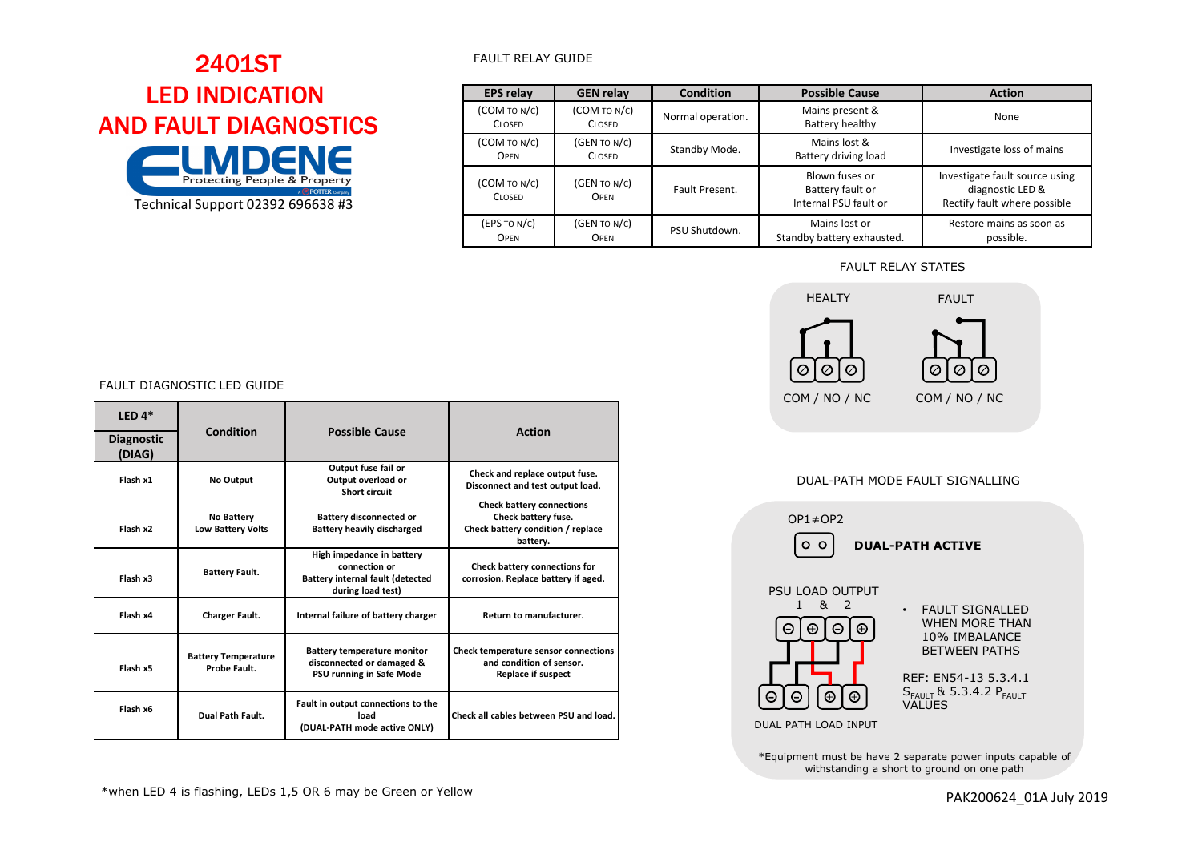# 2401ST
# LED INDICATION AND FAULT DIAGNOSTICS

ELMDENE
Protecting People & Property

Technical Support 02392 696638 #3

## FAULT RELAY GUIDE

| EPS relay | GEN relay | Condition | Possible Cause | Action |
|---|---|---|---|---|
| (COM TO N/C) CLOSED | (COM TO N/C) CLOSED | Normal operation. | Mains present & Battery healthy | None |
| (COM TO N/C) OPEN | (GEN TO N/C) CLOSED | Standby Mode. | Mains lost & Battery driving load | Investigate loss of mains |
| (COM TO N/C) CLOSED | (GEN TO N/C) OPEN | Fault Present. | Blown fuses or Battery fault or Internal PSU fault or | Investigate fault source using diagnostic LED & Rectify fault where possible |
| (EPS TO N/C) OPEN | (GEN TO N/C) OPEN | PSU Shutdown. | Mains lost or Standby battery exhausted. | Restore mains as soon as possible. |

## FAULT RELAY STATES

HEALTY

COM / NO / NC

FAULT

COM / NO / NC

## FAULT DIAGNOSTIC LED GUIDE

| LED 4* Diagnostic (DIAG) | Condition | Possible Cause | Action |
|---|---|---|---|
| Flash x1 | No Output | Output fuse fail or Output overload or Short circuit | Check and replace output fuse. Disconnect and test output load. |
| Flash x2 | No Battery Low Battery Volts | Battery disconnected or Battery heavily discharged | Check battery connections Check battery fuse. Check battery condition / replace battery. |
| Flash x3 | Battery Fault. | High impedance in battery connection or Battery internal fault (detected during load test) | Check battery connections for corrosion. Replace battery if aged. |
| Flash x4 | Charger Fault. | Internal failure of battery charger | Return to manufacturer. |
| Flash x5 | Battery Temperature Probe Fault. | Battery temperature monitor disconnected or damaged & PSU running in Safe Mode | Check temperature sensor connections and condition of sensor. Replace if suspect |
| Flash x6 | Dual Path Fault. | Fault in output connections to the load (DUAL-PATH mode active ONLY) | Check all cables between PSU and load. |

## DUAL-PATH MODE FAULT SIGNALLING

OP1≠OP2

**DUAL-PATH ACTIVE**

PSU LOAD OUTPUT
1 & 2

DUAL PATH LOAD INPUT

- FAULT SIGNALLED WHEN MORE THAN 10% IMBALANCE BETWEEN PATHS

REF: EN54-13 5.3.4.1 $S_{FAULT}$ & 5.3.4.2 $P_{FAULT}$ VALUES

*Equipment must be have 2 separate power inputs capable of withstanding a short to ground on one path

*when LED 4 is flashing, LEDs 1,5 OR 6 may be Green or Yellow

PAK200624_01A July 2019